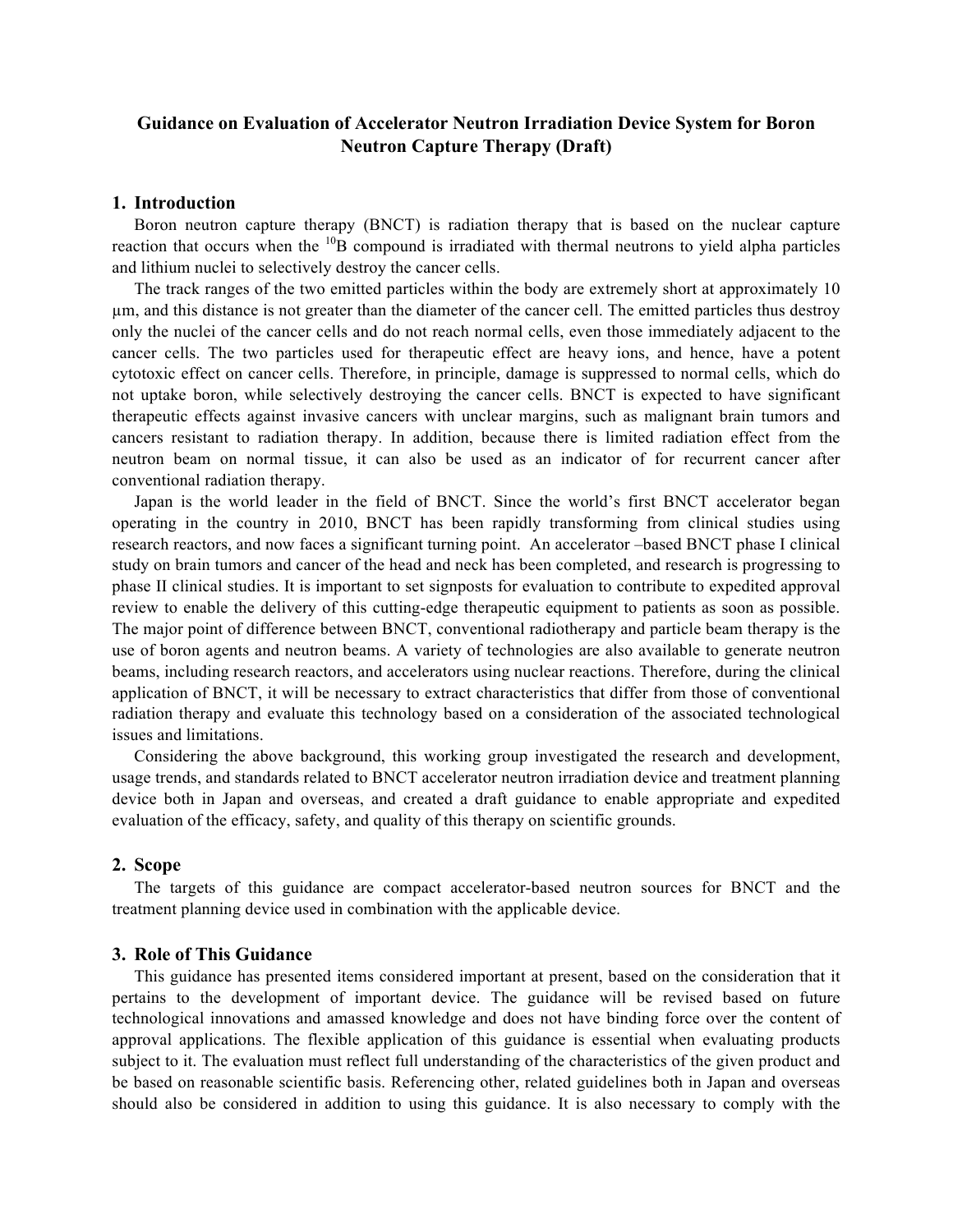# Guidance on Evaluation of Accelerator Neutron Irradiation Device System for Boron Neutron Capture Therapy (Draft)

## 1. Introduction

Boron neutron capture therapy (BNCT) is radiation therapy that is based on the nuclear capture reaction that occurs when the $^{10}$B compound is irradiated with thermal neutrons to yield alpha particles and lithium nuclei to selectively destroy the cancer cells.

The track ranges of the two emitted particles within the body are extremely short at approximately 10 μm, and this distance is not greater than the diameter of the cancer cell. The emitted particles thus destroy only the nuclei of the cancer cells and do not reach normal cells, even those immediately adjacent to the cancer cells. The two particles used for therapeutic effect are heavy ions, and hence, have a potent cytotoxic effect on cancer cells. Therefore, in principle, damage is suppressed to normal cells, which do not uptake boron, while selectively destroying the cancer cells. BNCT is expected to have significant therapeutic effects against invasive cancers with unclear margins, such as malignant brain tumors and cancers resistant to radiation therapy. In addition, because there is limited radiation effect from the neutron beam on normal tissue, it can also be used as an indicator of for recurrent cancer after conventional radiation therapy.

Japan is the world leader in the field of BNCT. Since the world's first BNCT accelerator began operating in the country in 2010, BNCT has been rapidly transforming from clinical studies using research reactors, and now faces a significant turning point. An accelerator –based BNCT phase I clinical study on brain tumors and cancer of the head and neck has been completed, and research is progressing to phase II clinical studies. It is important to set signposts for evaluation to contribute to expedited approval review to enable the delivery of this cutting-edge therapeutic equipment to patients as soon as possible. The major point of difference between BNCT, conventional radiotherapy and particle beam therapy is the use of boron agents and neutron beams. A variety of technologies are also available to generate neutron beams, including research reactors, and accelerators using nuclear reactions. Therefore, during the clinical application of BNCT, it will be necessary to extract characteristics that differ from those of conventional radiation therapy and evaluate this technology based on a consideration of the associated technological issues and limitations.

Considering the above background, this working group investigated the research and development, usage trends, and standards related to BNCT accelerator neutron irradiation device and treatment planning device both in Japan and overseas, and created a draft guidance to enable appropriate and expedited evaluation of the efficacy, safety, and quality of this therapy on scientific grounds.

## 2. Scope

The targets of this guidance are compact accelerator-based neutron sources for BNCT and the treatment planning device used in combination with the applicable device.

## 3. Role of This Guidance

This guidance has presented items considered important at present, based on the consideration that it pertains to the development of important device. The guidance will be revised based on future technological innovations and amassed knowledge and does not have binding force over the content of approval applications. The flexible application of this guidance is essential when evaluating products subject to it. The evaluation must reflect full understanding of the characteristics of the given product and be based on reasonable scientific basis. Referencing other, related guidelines both in Japan and overseas should also be considered in addition to using this guidance. It is also necessary to comply with the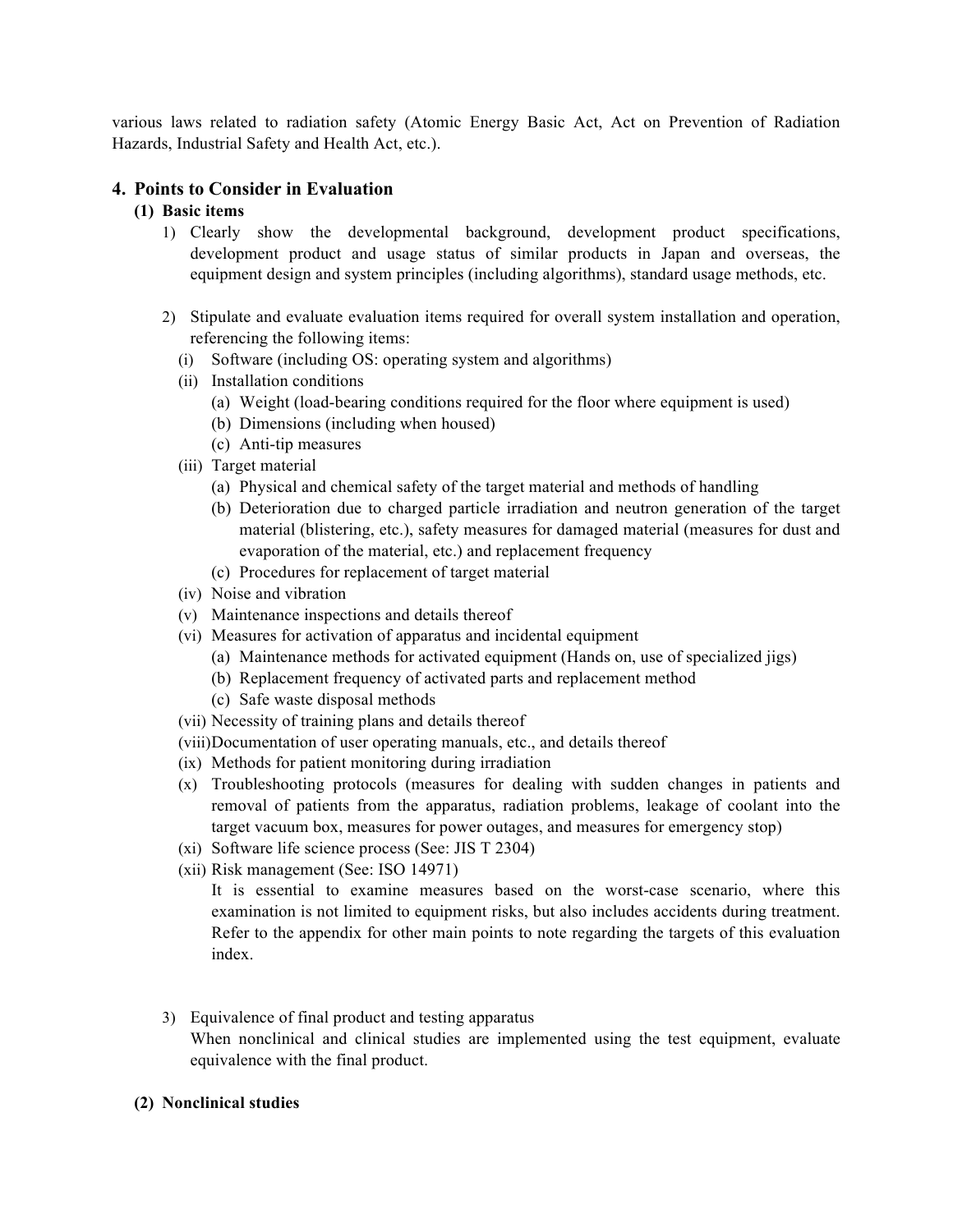various laws related to radiation safety (Atomic Energy Basic Act, Act on Prevention of Radiation Hazards, Industrial Safety and Health Act, etc.).

## 4. Points to Consider in Evaluation

### (1) Basic items

1) Clearly show the developmental background, development product specifications, development product and usage status of similar products in Japan and overseas, the equipment design and system principles (including algorithms), standard usage methods, etc.

2) Stipulate and evaluate evaluation items required for overall system installation and operation, referencing the following items:
   - (i) Software (including OS: operating system and algorithms)
   - (ii) Installation conditions
     - (a) Weight (load-bearing conditions required for the floor where equipment is used)
     - (b) Dimensions (including when housed)
     - (c) Anti-tip measures
   - (iii) Target material
     - (a) Physical and chemical safety of the target material and methods of handling
     - (b) Deterioration due to charged particle irradiation and neutron generation of the target material (blistering, etc.), safety measures for damaged material (measures for dust and evaporation of the material, etc.) and replacement frequency
     - (c) Procedures for replacement of target material
   - (iv) Noise and vibration
   - (v) Maintenance inspections and details thereof
   - (vi) Measures for activation of apparatus and incidental equipment
     - (a) Maintenance methods for activated equipment (Hands on, use of specialized jigs)
     - (b) Replacement frequency of activated parts and replacement method
     - (c) Safe waste disposal methods
   - (vii) Necessity of training plans and details thereof
   - (viii) Documentation of user operating manuals, etc., and details thereof
   - (ix) Methods for patient monitoring during irradiation
   - (x) Troubleshooting protocols (measures for dealing with sudden changes in patients and removal of patients from the apparatus, radiation problems, leakage of coolant into the target vacuum box, measures for power outages, and measures for emergency stop)
   - (xi) Software life science process (See: JIS T 2304)
   - (xii) Risk management (See: ISO 14971)

     It is essential to examine measures based on the worst-case scenario, where this examination is not limited to equipment risks, but also includes accidents during treatment. Refer to the appendix for other main points to note regarding the targets of this evaluation index.

3) Equivalence of final product and testing apparatus

   When nonclinical and clinical studies are implemented using the test equipment, evaluate equivalence with the final product.

### (2) Nonclinical studies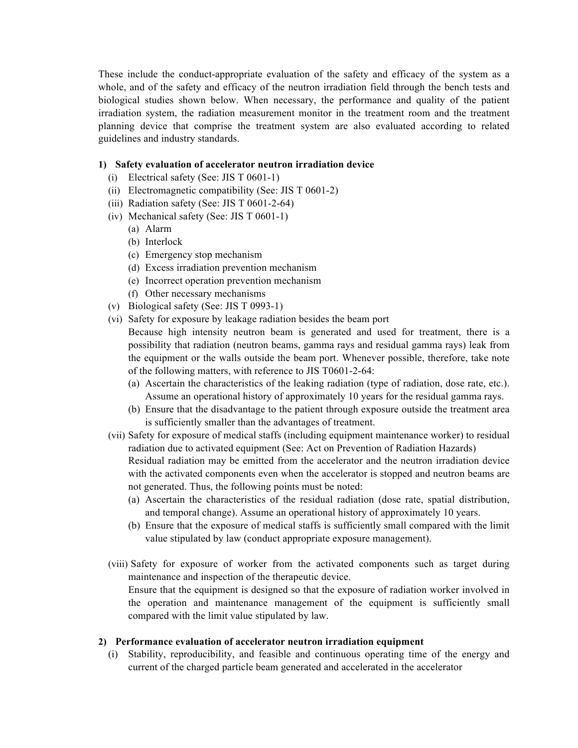These include the conduct-appropriate evaluation of the safety and efficacy of the system as a whole, and of the safety and efficacy of the neutron irradiation field through the bench tests and biological studies shown below. When necessary, the performance and quality of the patient irradiation system, the radiation measurement monitor in the treatment room and the treatment planning device that comprise the treatment system are also evaluated according to related guidelines and industry standards.

**1) Safety evaluation of accelerator neutron irradiation device**

- (i) Electrical safety (See: JIS T 0601-1)
- (ii) Electromagnetic compatibility (See: JIS T 0601-2)
- (iii) Radiation safety (See: JIS T 0601-2-64)
- (iv) Mechanical safety (See: JIS T 0601-1)
  - (a) Alarm
  - (b) Interlock
  - (c) Emergency stop mechanism
  - (d) Excess irradiation prevention mechanism
  - (e) Incorrect operation prevention mechanism
  - (f) Other necessary mechanisms
- (v) Biological safety (See: JIS T 0993-1)
- (vi) Safety for exposure by leakage radiation besides the beam port

  Because high intensity neutron beam is generated and used for treatment, there is a possibility that radiation (neutron beams, gamma rays and residual gamma rays) leak from the equipment or the walls outside the beam port. Whenever possible, therefore, take note of the following matters, with reference to JIS T0601-2-64:
  - (a) Ascertain the characteristics of the leaking radiation (type of radiation, dose rate, etc.). Assume an operational history of approximately 10 years for the residual gamma rays.
  - (b) Ensure that the disadvantage to the patient through exposure outside the treatment area is sufficiently smaller than the advantages of treatment.
- (vii) Safety for exposure of medical staffs (including equipment maintenance worker) to residual radiation due to activated equipment (See: Act on Prevention of Radiation Hazards)

  Residual radiation may be emitted from the accelerator and the neutron irradiation device with the activated components even when the accelerator is stopped and neutron beams are not generated. Thus, the following points must be noted:
  - (a) Ascertain the characteristics of the residual radiation (dose rate, spatial distribution, and temporal change). Assume an operational history of approximately 10 years.
  - (b) Ensure that the exposure of medical staffs is sufficiently small compared with the limit value stipulated by law (conduct appropriate exposure management).
- (viii) Safety for exposure of worker from the activated components such as target during maintenance and inspection of the therapeutic device.

  Ensure that the equipment is designed so that the exposure of radiation worker involved in the operation and maintenance management of the equipment is sufficiently small compared with the limit value stipulated by law.

**2) Performance evaluation of accelerator neutron irradiation equipment**

- (i) Stability, reproducibility, and feasible and continuous operating time of the energy and current of the charged particle beam generated and accelerated in the accelerator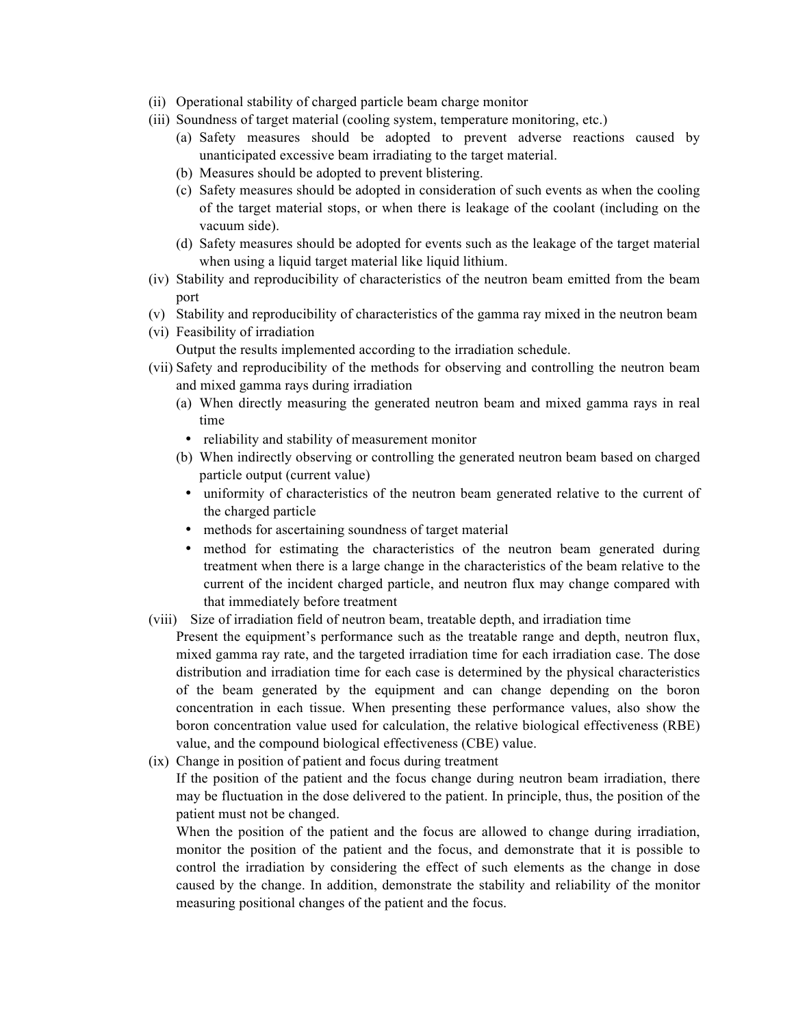(ii) Operational stability of charged particle beam charge monitor

(iii) Soundness of target material (cooling system, temperature monitoring, etc.)

  (a) Safety measures should be adopted to prevent adverse reactions caused by unanticipated excessive beam irradiating to the target material.

  (b) Measures should be adopted to prevent blistering.

  (c) Safety measures should be adopted in consideration of such events as when the cooling of the target material stops, or when there is leakage of the coolant (including on the vacuum side).

  (d) Safety measures should be adopted for events such as the leakage of the target material when using a liquid target material like liquid lithium.

(iv) Stability and reproducibility of characteristics of the neutron beam emitted from the beam port

(v) Stability and reproducibility of characteristics of the gamma ray mixed in the neutron beam

(vi) Feasibility of irradiation

  Output the results implemented according to the irradiation schedule.

(vii) Safety and reproducibility of the methods for observing and controlling the neutron beam and mixed gamma rays during irradiation

  (a) When directly measuring the generated neutron beam and mixed gamma rays in real time

  - reliability and stability of measurement monitor

  (b) When indirectly observing or controlling the generated neutron beam based on charged particle output (current value)

  - uniformity of characteristics of the neutron beam generated relative to the current of the charged particle
  - methods for ascertaining soundness of target material
  - method for estimating the characteristics of the neutron beam generated during treatment when there is a large change in the characteristics of the beam relative to the current of the incident charged particle, and neutron flux may change compared with that immediately before treatment

(viii) Size of irradiation field of neutron beam, treatable depth, and irradiation time

  Present the equipment's performance such as the treatable range and depth, neutron flux, mixed gamma ray rate, and the targeted irradiation time for each irradiation case. The dose distribution and irradiation time for each case is determined by the physical characteristics of the beam generated by the equipment and can change depending on the boron concentration in each tissue. When presenting these performance values, also show the boron concentration value used for calculation, the relative biological effectiveness (RBE) value, and the compound biological effectiveness (CBE) value.

(ix) Change in position of patient and focus during treatment

  If the position of the patient and the focus change during neutron beam irradiation, there may be fluctuation in the dose delivered to the patient. In principle, thus, the position of the patient must not be changed.

  When the position of the patient and the focus are allowed to change during irradiation, monitor the position of the patient and the focus, and demonstrate that it is possible to control the irradiation by considering the effect of such elements as the change in dose caused by the change. In addition, demonstrate the stability and reliability of the monitor measuring positional changes of the patient and the focus.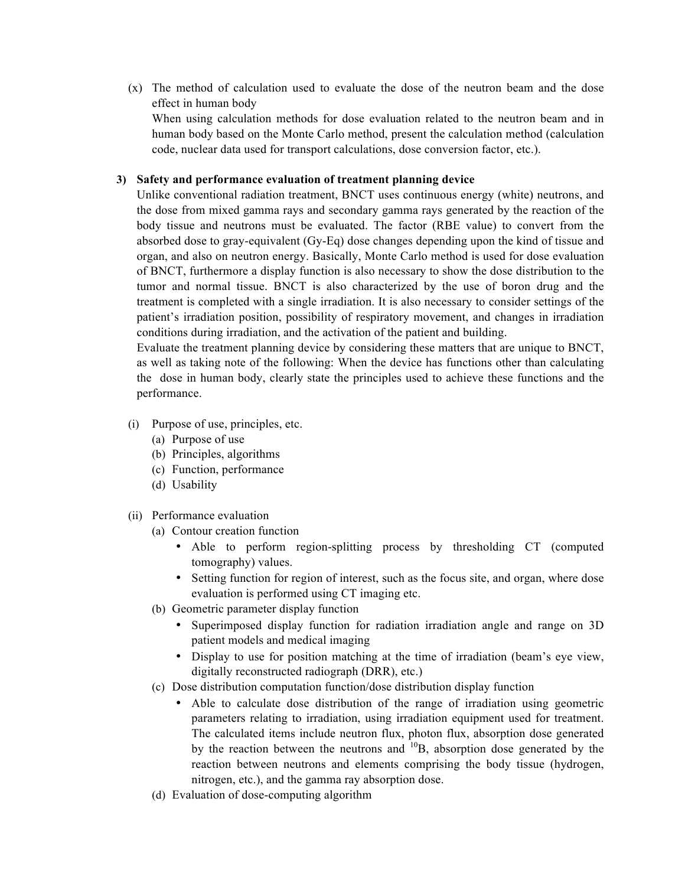(x) The method of calculation used to evaluate the dose of the neutron beam and the dose effect in human body

When using calculation methods for dose evaluation related to the neutron beam and in human body based on the Monte Carlo method, present the calculation method (calculation code, nuclear data used for transport calculations, dose conversion factor, etc.).

**3) Safety and performance evaluation of treatment planning device**

Unlike conventional radiation treatment, BNCT uses continuous energy (white) neutrons, and the dose from mixed gamma rays and secondary gamma rays generated by the reaction of the body tissue and neutrons must be evaluated. The factor (RBE value) to convert from the absorbed dose to gray-equivalent (Gy-Eq) dose changes depending upon the kind of tissue and organ, and also on neutron energy. Basically, Monte Carlo method is used for dose evaluation of BNCT, furthermore a display function is also necessary to show the dose distribution to the tumor and normal tissue. BNCT is also characterized by the use of boron drug and the treatment is completed with a single irradiation. It is also necessary to consider settings of the patient's irradiation position, possibility of respiratory movement, and changes in irradiation conditions during irradiation, and the activation of the patient and building.

Evaluate the treatment planning device by considering these matters that are unique to BNCT, as well as taking note of the following: When the device has functions other than calculating the dose in human body, clearly state the principles used to achieve these functions and the performance.

(i) Purpose of use, principles, etc.
- (a) Purpose of use
- (b) Principles, algorithms
- (c) Function, performance
- (d) Usability

(ii) Performance evaluation
- (a) Contour creation function
  - Able to perform region-splitting process by thresholding CT (computed tomography) values.
  - Setting function for region of interest, such as the focus site, and organ, where dose evaluation is performed using CT imaging etc.
- (b) Geometric parameter display function
  - Superimposed display function for radiation irradiation angle and range on 3D patient models and medical imaging
  - Display to use for position matching at the time of irradiation (beam's eye view, digitally reconstructed radiograph (DRR), etc.)
- (c) Dose distribution computation function/dose distribution display function
  - Able to calculate dose distribution of the range of irradiation using geometric parameters relating to irradiation, using irradiation equipment used for treatment. The calculated items include neutron flux, photon flux, absorption dose generated by the reaction between the neutrons and $^{10}B$, absorption dose generated by the reaction between neutrons and elements comprising the body tissue (hydrogen, nitrogen, etc.), and the gamma ray absorption dose.
- (d) Evaluation of dose-computing algorithm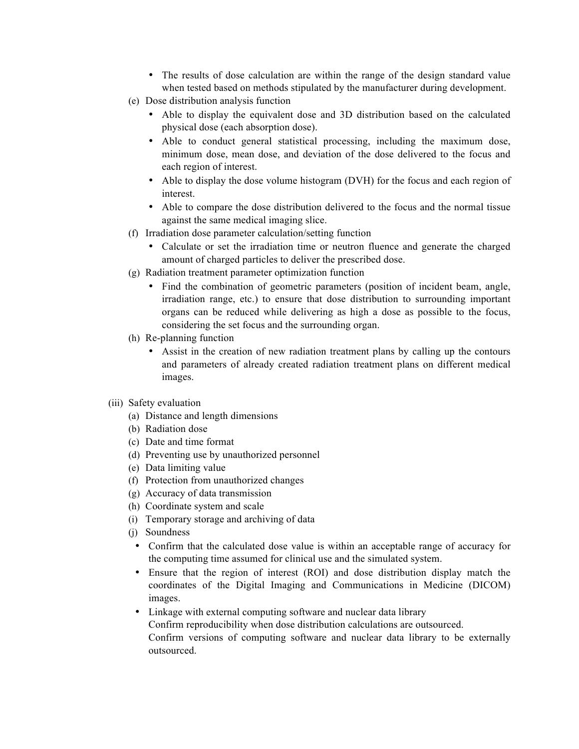- The results of dose calculation are within the range of the design standard value when tested based on methods stipulated by the manufacturer during development.

(e) Dose distribution analysis function
- Able to display the equivalent dose and 3D distribution based on the calculated physical dose (each absorption dose).
- Able to conduct general statistical processing, including the maximum dose, minimum dose, mean dose, and deviation of the dose delivered to the focus and each region of interest.
- Able to display the dose volume histogram (DVH) for the focus and each region of interest.
- Able to compare the dose distribution delivered to the focus and the normal tissue against the same medical imaging slice.

(f) Irradiation dose parameter calculation/setting function
- Calculate or set the irradiation time or neutron fluence and generate the charged amount of charged particles to deliver the prescribed dose.

(g) Radiation treatment parameter optimization function
- Find the combination of geometric parameters (position of incident beam, angle, irradiation range, etc.) to ensure that dose distribution to surrounding important organs can be reduced while delivering as high a dose as possible to the focus, considering the set focus and the surrounding organ.

(h) Re-planning function
- Assist in the creation of new radiation treatment plans by calling up the contours and parameters of already created radiation treatment plans on different medical images.

(iii) Safety evaluation

(a) Distance and length dimensions

(b) Radiation dose

(c) Date and time format

(d) Preventing use by unauthorized personnel

(e) Data limiting value

(f) Protection from unauthorized changes

(g) Accuracy of data transmission

(h) Coordinate system and scale

(i) Temporary storage and archiving of data

(j) Soundness
- Confirm that the calculated dose value is within an acceptable range of accuracy for the computing time assumed for clinical use and the simulated system.
- Ensure that the region of interest (ROI) and dose distribution display match the coordinates of the Digital Imaging and Communications in Medicine (DICOM) images.
- Linkage with external computing software and nuclear data library
  Confirm reproducibility when dose distribution calculations are outsourced.
  Confirm versions of computing software and nuclear data library to be externally outsourced.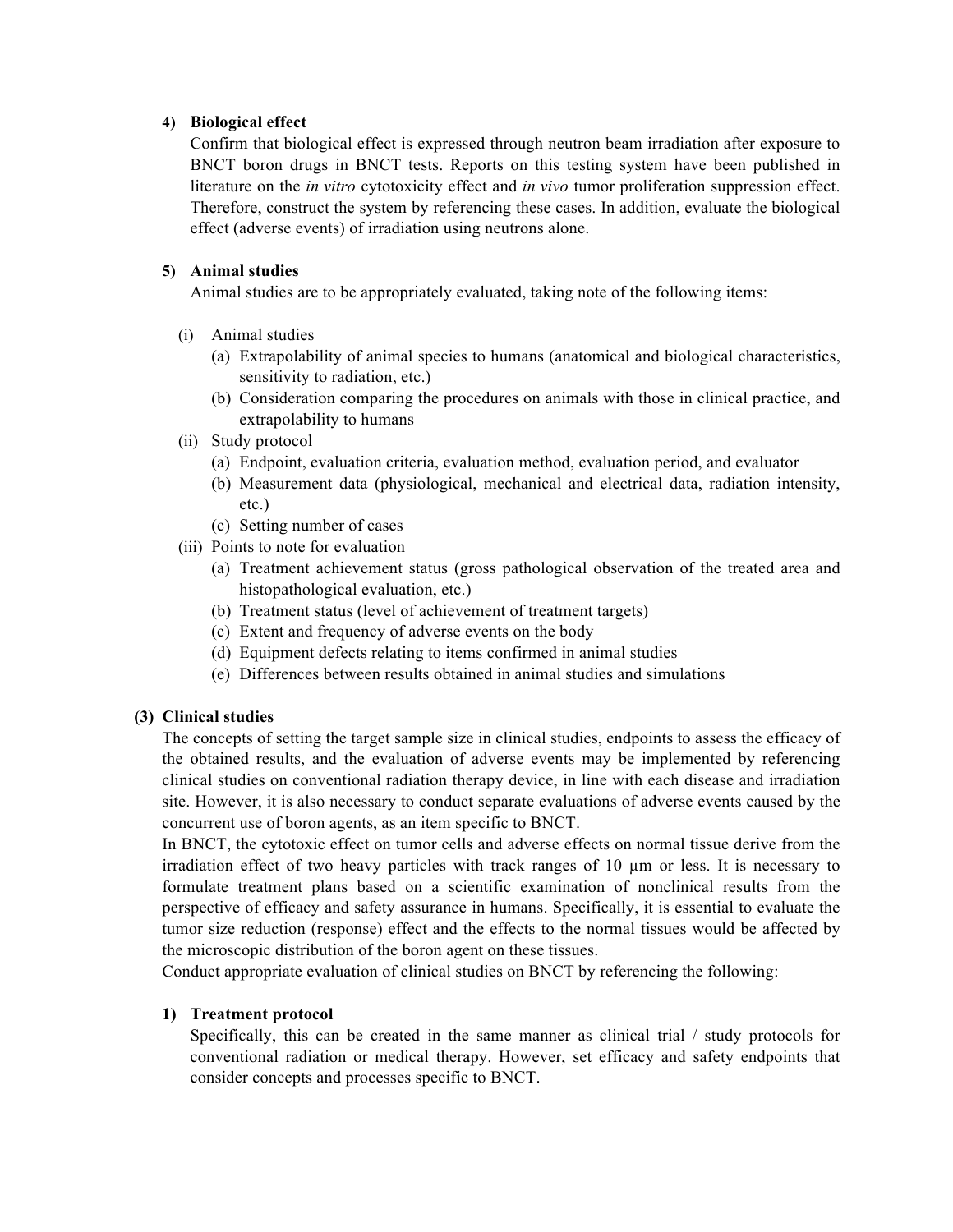#### 4) Biological effect

Confirm that biological effect is expressed through neutron beam irradiation after exposure to BNCT boron drugs in BNCT tests. Reports on this testing system have been published in literature on the *in vitro* cytotoxicity effect and *in vivo* tumor proliferation suppression effect. Therefore, construct the system by referencing these cases. In addition, evaluate the biological effect (adverse events) of irradiation using neutrons alone.

#### 5) Animal studies

Animal studies are to be appropriately evaluated, taking note of the following items:

- (i) Animal studies
  - (a) Extrapolability of animal species to humans (anatomical and biological characteristics, sensitivity to radiation, etc.)
  - (b) Consideration comparing the procedures on animals with those in clinical practice, and extrapolability to humans
- (ii) Study protocol
  - (a) Endpoint, evaluation criteria, evaluation method, evaluation period, and evaluator
  - (b) Measurement data (physiological, mechanical and electrical data, radiation intensity, etc.)
  - (c) Setting number of cases
- (iii) Points to note for evaluation
  - (a) Treatment achievement status (gross pathological observation of the treated area and histopathological evaluation, etc.)
  - (b) Treatment status (level of achievement of treatment targets)
  - (c) Extent and frequency of adverse events on the body
  - (d) Equipment defects relating to items confirmed in animal studies
  - (e) Differences between results obtained in animal studies and simulations

### (3) Clinical studies

The concepts of setting the target sample size in clinical studies, endpoints to assess the efficacy of the obtained results, and the evaluation of adverse events may be implemented by referencing clinical studies on conventional radiation therapy device, in line with each disease and irradiation site. However, it is also necessary to conduct separate evaluations of adverse events caused by the concurrent use of boron agents, as an item specific to BNCT.

In BNCT, the cytotoxic effect on tumor cells and adverse effects on normal tissue derive from the irradiation effect of two heavy particles with track ranges of 10 µm or less. It is necessary to formulate treatment plans based on a scientific examination of nonclinical results from the perspective of efficacy and safety assurance in humans. Specifically, it is essential to evaluate the tumor size reduction (response) effect and the effects to the normal tissues would be affected by the microscopic distribution of the boron agent on these tissues.

Conduct appropriate evaluation of clinical studies on BNCT by referencing the following:

#### 1) Treatment protocol

Specifically, this can be created in the same manner as clinical trial / study protocols for conventional radiation or medical therapy. However, set efficacy and safety endpoints that consider concepts and processes specific to BNCT.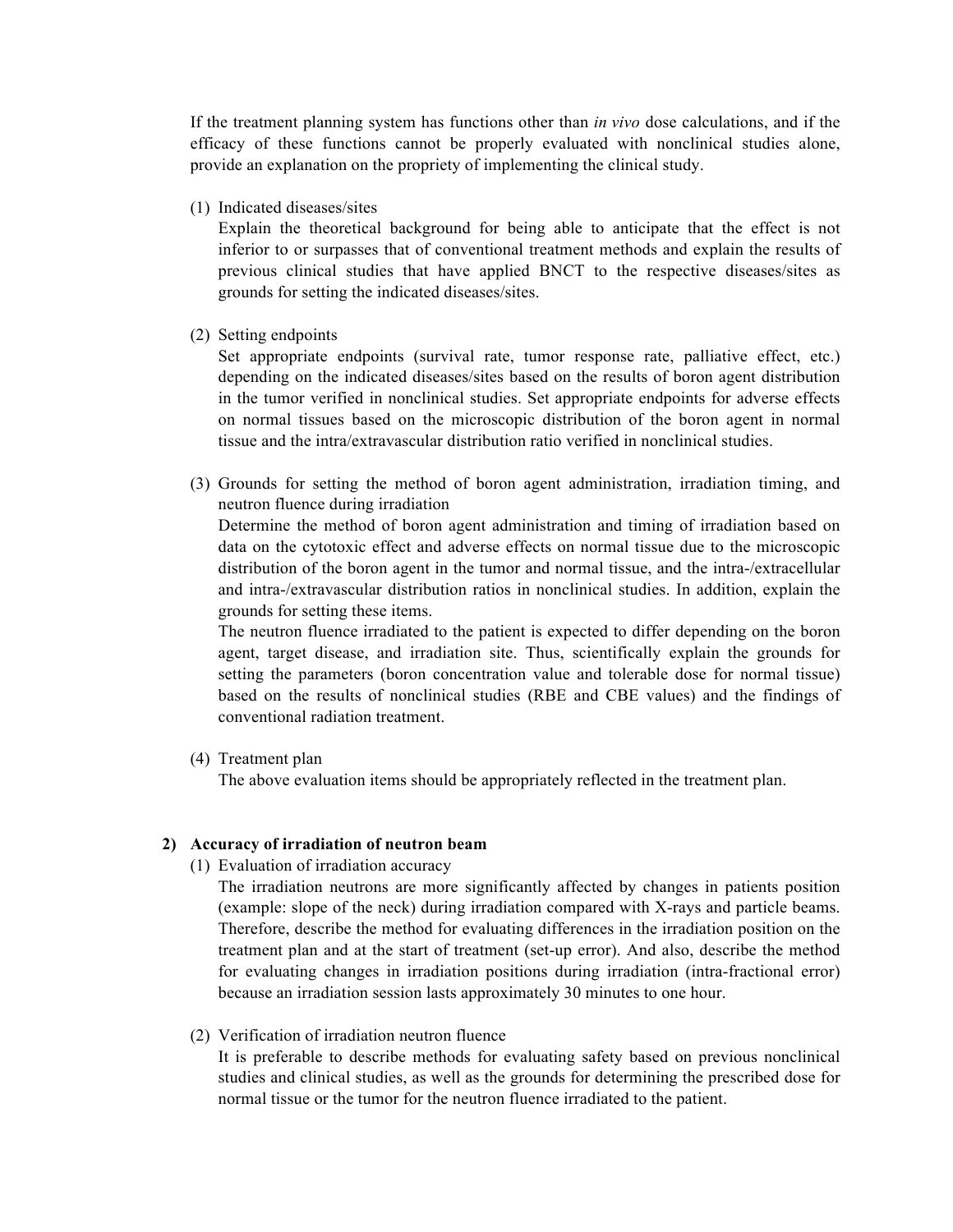If the treatment planning system has functions other than *in vivo* dose calculations, and if the efficacy of these functions cannot be properly evaluated with nonclinical studies alone, provide an explanation on the propriety of implementing the clinical study.

(1) Indicated diseases/sites

Explain the theoretical background for being able to anticipate that the effect is not inferior to or surpasses that of conventional treatment methods and explain the results of previous clinical studies that have applied BNCT to the respective diseases/sites as grounds for setting the indicated diseases/sites.

(2) Setting endpoints

Set appropriate endpoints (survival rate, tumor response rate, palliative effect, etc.) depending on the indicated diseases/sites based on the results of boron agent distribution in the tumor verified in nonclinical studies. Set appropriate endpoints for adverse effects on normal tissues based on the microscopic distribution of the boron agent in normal tissue and the intra/extravascular distribution ratio verified in nonclinical studies.

(3) Grounds for setting the method of boron agent administration, irradiation timing, and neutron fluence during irradiation

Determine the method of boron agent administration and timing of irradiation based on data on the cytotoxic effect and adverse effects on normal tissue due to the microscopic distribution of the boron agent in the tumor and normal tissue, and the intra-/extracellular and intra-/extravascular distribution ratios in nonclinical studies. In addition, explain the grounds for setting these items.

The neutron fluence irradiated to the patient is expected to differ depending on the boron agent, target disease, and irradiation site. Thus, scientifically explain the grounds for setting the parameters (boron concentration value and tolerable dose for normal tissue) based on the results of nonclinical studies (RBE and CBE values) and the findings of conventional radiation treatment.

(4) Treatment plan

The above evaluation items should be appropriately reflected in the treatment plan.

**2) Accuracy of irradiation of neutron beam**

(1) Evaluation of irradiation accuracy

The irradiation neutrons are more significantly affected by changes in patients position (example: slope of the neck) during irradiation compared with X-rays and particle beams. Therefore, describe the method for evaluating differences in the irradiation position on the treatment plan and at the start of treatment (set-up error). And also, describe the method for evaluating changes in irradiation positions during irradiation (intra-fractional error) because an irradiation session lasts approximately 30 minutes to one hour.

(2) Verification of irradiation neutron fluence

It is preferable to describe methods for evaluating safety based on previous nonclinical studies and clinical studies, as well as the grounds for determining the prescribed dose for normal tissue or the tumor for the neutron fluence irradiated to the patient.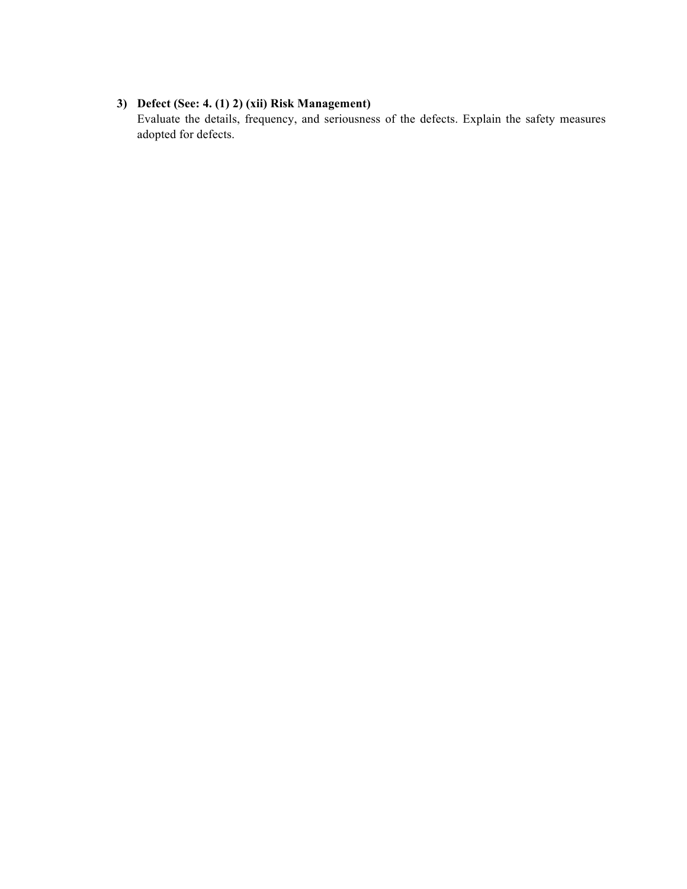3) **Defect (See: 4. (1) 2) (xii) Risk Management)**
   Evaluate the details, frequency, and seriousness of the defects. Explain the safety measures adopted for defects.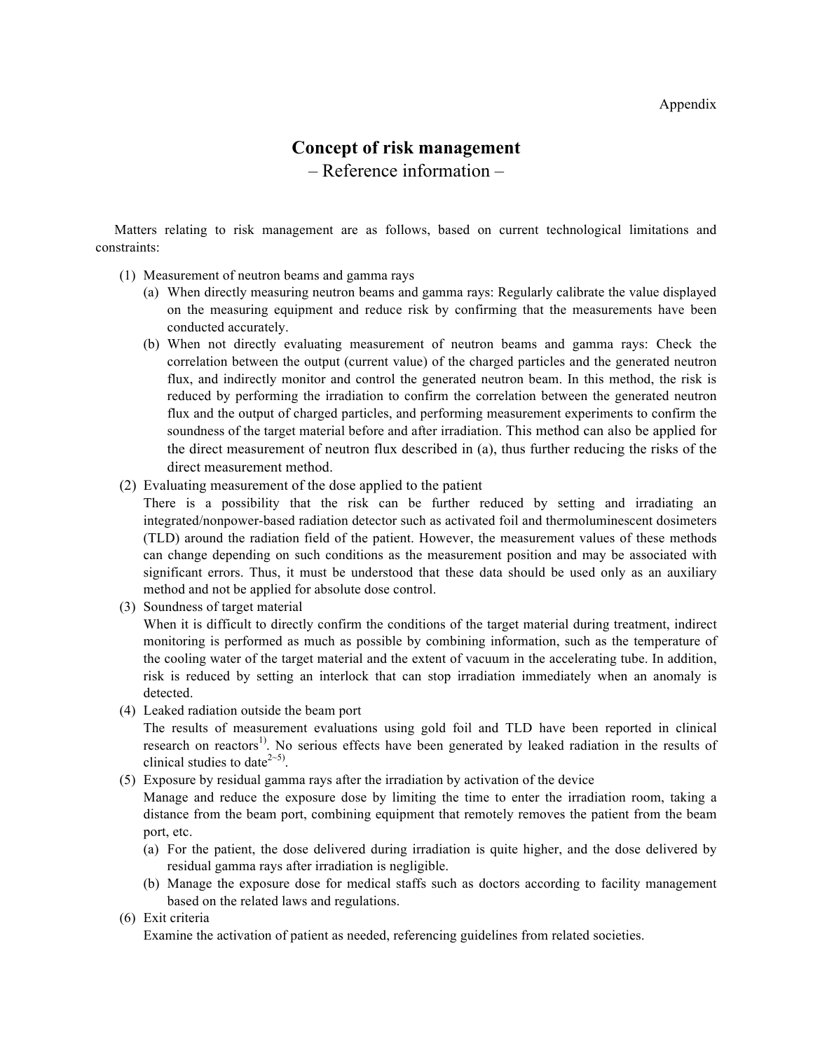Appendix

# Concept of risk management

## – Reference information –

Matters relating to risk management are as follows, based on current technological limitations and constraints:

(1) Measurement of neutron beams and gamma rays

  (a) When directly measuring neutron beams and gamma rays: Regularly calibrate the value displayed on the measuring equipment and reduce risk by confirming that the measurements have been conducted accurately.

  (b) When not directly evaluating measurement of neutron beams and gamma rays: Check the correlation between the output (current value) of the charged particles and the generated neutron flux, and indirectly monitor and control the generated neutron beam. In this method, the risk is reduced by performing the irradiation to confirm the correlation between the generated neutron flux and the output of charged particles, and performing measurement experiments to confirm the soundness of the target material before and after irradiation. This method can also be applied for the direct measurement of neutron flux described in (a), thus further reducing the risks of the direct measurement method.

(2) Evaluating measurement of the dose applied to the patient

There is a possibility that the risk can be further reduced by setting and irradiating an integrated/nonpower-based radiation detector such as activated foil and thermoluminescent dosimeters (TLD) around the radiation field of the patient. However, the measurement values of these methods can change depending on such conditions as the measurement position and may be associated with significant errors. Thus, it must be understood that these data should be used only as an auxiliary method and not be applied for absolute dose control.

(3) Soundness of target material

When it is difficult to directly confirm the conditions of the target material during treatment, indirect monitoring is performed as much as possible by combining information, such as the temperature of the cooling water of the target material and the extent of vacuum in the accelerating tube. In addition, risk is reduced by setting an interlock that can stop irradiation immediately when an anomaly is detected.

(4) Leaked radiation outside the beam port

The results of measurement evaluations using gold foil and TLD have been reported in clinical research on reactors[1]. No serious effects have been generated by leaked radiation in the results of clinical studies to date[2~5].

(5) Exposure by residual gamma rays after the irradiation by activation of the device

Manage and reduce the exposure dose by limiting the time to enter the irradiation room, taking a distance from the beam port, combining equipment that remotely removes the patient from the beam port, etc.

  (a) For the patient, the dose delivered during irradiation is quite higher, and the dose delivered by residual gamma rays after irradiation is negligible.

  (b) Manage the exposure dose for medical staffs such as doctors according to facility management based on the related laws and regulations.

(6) Exit criteria

Examine the activation of patient as needed, referencing guidelines from related societies.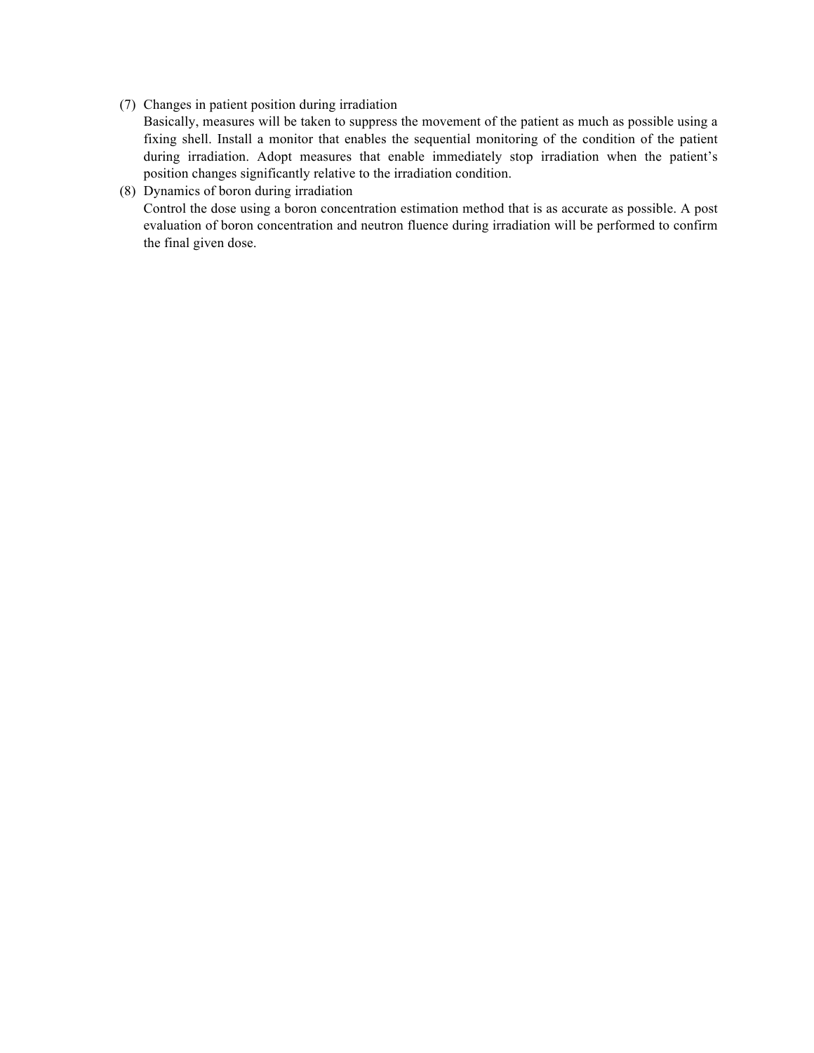(7) Changes in patient position during irradiation

Basically, measures will be taken to suppress the movement of the patient as much as possible using a fixing shell. Install a monitor that enables the sequential monitoring of the condition of the patient during irradiation. Adopt measures that enable immediately stop irradiation when the patient's position changes significantly relative to the irradiation condition.

(8) Dynamics of boron during irradiation

Control the dose using a boron concentration estimation method that is as accurate as possible. A post evaluation of boron concentration and neutron fluence during irradiation will be performed to confirm the final given dose.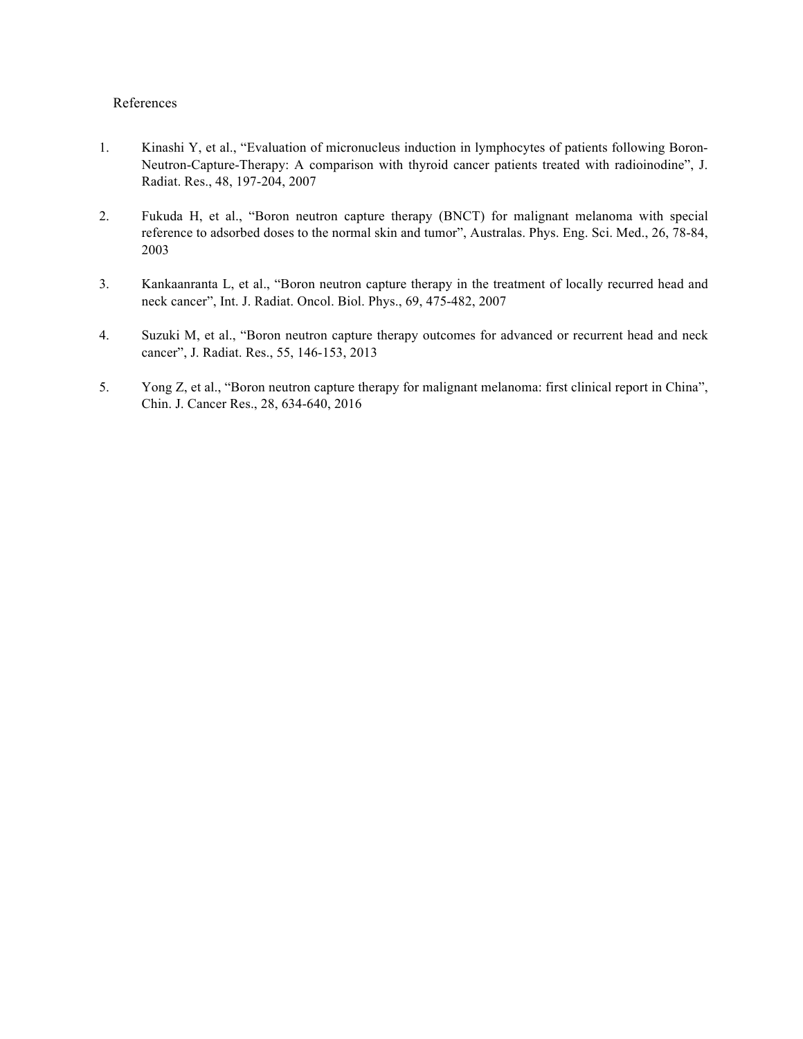References

1. Kinashi Y, et al., “Evaluation of micronucleus induction in lymphocytes of patients following Boron-Neutron-Capture-Therapy: A comparison with thyroid cancer patients treated with radioinodine”, J. Radiat. Res., 48, 197-204, 2007

2. Fukuda H, et al., “Boron neutron capture therapy (BNCT) for malignant melanoma with special reference to adsorbed doses to the normal skin and tumor”, Australas. Phys. Eng. Sci. Med., 26, 78-84, 2003

3. Kankaanranta L, et al., “Boron neutron capture therapy in the treatment of locally recurred head and neck cancer”, Int. J. Radiat. Oncol. Biol. Phys., 69, 475-482, 2007

4. Suzuki M, et al., “Boron neutron capture therapy outcomes for advanced or recurrent head and neck cancer”, J. Radiat. Res., 55, 146-153, 2013

5. Yong Z, et al., “Boron neutron capture therapy for malignant melanoma: first clinical report in China”, Chin. J. Cancer Res., 28, 634-640, 2016